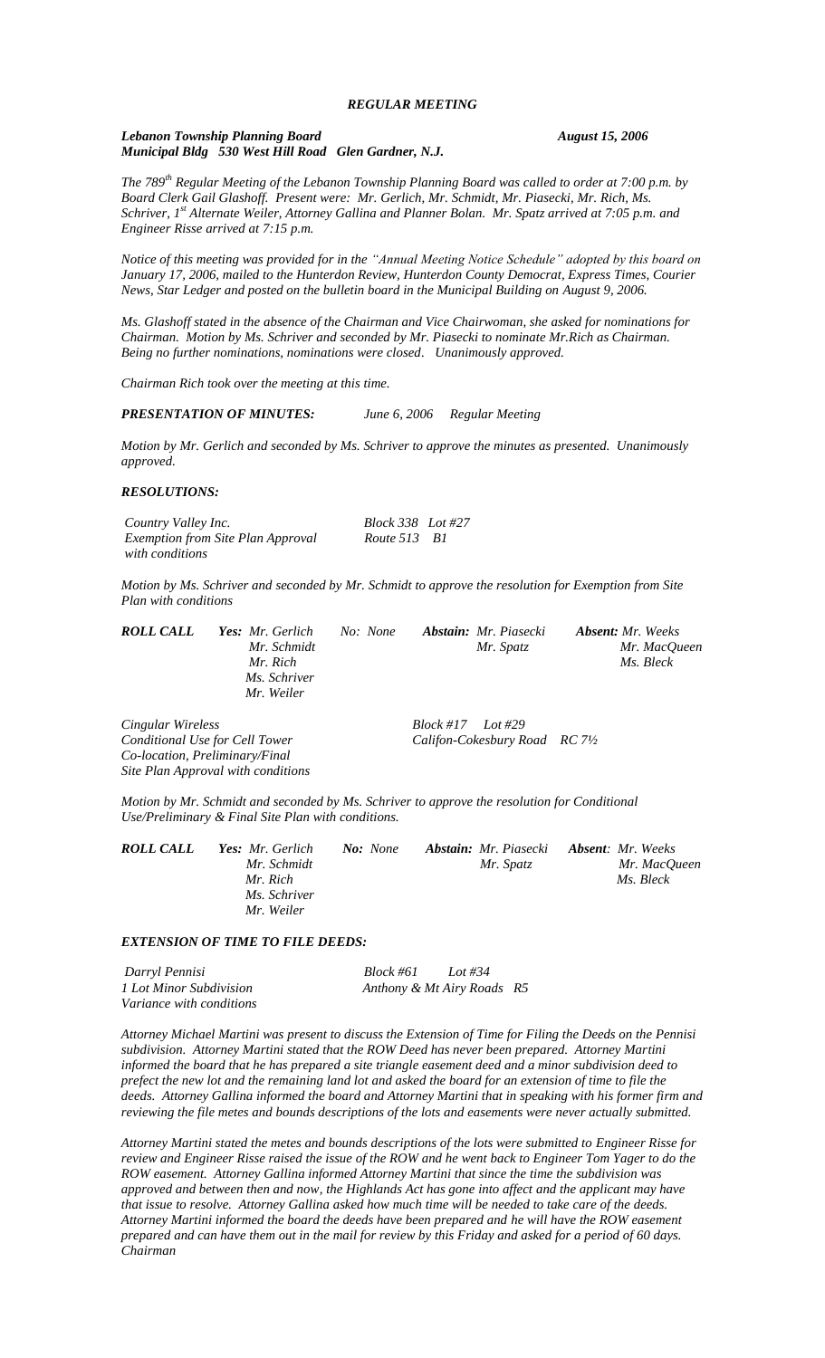***REGULAR MEETING***

***Lebanon Township Planning Board*** ***August 15, 2006***
***Municipal Bldg 530 West Hill Road Glen Gardner, N.J.***

*The 789th Regular Meeting of the Lebanon Township Planning Board was called to order at 7:00 p.m. by Board Clerk Gail Glashoff. Present were: Mr. Gerlich, Mr. Schmidt, Mr. Piasecki, Mr. Rich, Ms. Schriver, 1st Alternate Weiler, Attorney Gallina and Planner Bolan. Mr. Spatz arrived at 7:05 p.m. and Engineer Risse arrived at 7:15 p.m.*

*Notice of this meeting was provided for in the "Annual Meeting Notice Schedule" adopted by this board on January 17, 2006, mailed to the Hunterdon Review, Hunterdon County Democrat, Express Times, Courier News, Star Ledger and posted on the bulletin board in the Municipal Building on August 9, 2006.*

*Ms. Glashoff stated in the absence of the Chairman and Vice Chairwoman, she asked for nominations for Chairman. Motion by Ms. Schriver and seconded by Mr. Piasecki to nominate Mr.Rich as Chairman. Being no further nominations, nominations were closed. Unanimously approved.*

*Chairman Rich took over the meeting at this time.*

***PRESENTATION OF MINUTES:*** *June 6, 2006 Regular Meeting*

*Motion by Mr. Gerlich and seconded by Ms. Schriver to approve the minutes as presented. Unanimously approved.*

***RESOLUTIONS:***

*Country Valley Inc.* *Block 338 Lot #27*
*Exemption from Site Plan Approval with conditions* *Route 513 B1*

*Motion by Ms. Schriver and seconded by Mr. Schmidt to approve the resolution for Exemption from Site Plan with conditions*

| ***ROLL CALL*** | ***Yes:*** | ***No:*** | ***Abstain:*** | ***Absent:*** |
|---|---|---|---|---|
| | *Mr. Gerlich* | *None* | *Mr. Piasecki* | *Mr. Weeks* |
| | *Mr. Schmidt* | | *Mr. Spatz* | *Mr. MacQueen* |
| | *Mr. Rich* | | | *Ms. Bleck* |
| | *Ms. Schriver* | | | |
| | *Mr. Weiler* | | | |

*Cingular Wireless* *Block #17 Lot #29*
*Conditional Use for Cell Tower Co-location, Preliminary/Final Site Plan Approval with conditions* *Califon-Cokesbury Road RC 7½*

*Motion by Mr. Schmidt and seconded by Ms. Schriver to approve the resolution for Conditional Use/Preliminary & Final Site Plan with conditions.*

| ***ROLL CALL*** | ***Yes:*** | ***No:*** | ***Abstain:*** | ***Absent:*** |
|---|---|---|---|---|
| | *Mr. Gerlich* | *None* | *Mr. Piasecki* | *Mr. Weeks* |
| | *Mr. Schmidt* | | *Mr. Spatz* | *Mr. MacQueen* |
| | *Mr. Rich* | | | *Ms. Bleck* |
| | *Ms. Schriver* | | | |
| | *Mr. Weiler* | | | |

***EXTENSION OF TIME TO FILE DEEDS:***

*Darryl Pennisi* *Block #61 Lot #34*
*1 Lot Minor Subdivision Variance with conditions* *Anthony & Mt Airy Roads R5*

*Attorney Michael Martini was present to discuss the Extension of Time for Filing the Deeds on the Pennisi subdivision. Attorney Martini stated that the ROW Deed has never been prepared. Attorney Martini informed the board that he has prepared a site triangle easement deed and a minor subdivision deed to prefect the new lot and the remaining land lot and asked the board for an extension of time to file the deeds. Attorney Gallina informed the board and Attorney Martini that in speaking with his former firm and reviewing the file metes and bounds descriptions of the lots and easements were never actually submitted.*

*Attorney Martini stated the metes and bounds descriptions of the lots were submitted to Engineer Risse for review and Engineer Risse raised the issue of the ROW and he went back to Engineer Tom Yager to do the ROW easement. Attorney Gallina informed Attorney Martini that since the time the subdivision was approved and between then and now, the Highlands Act has gone into affect and the applicant may have that issue to resolve. Attorney Gallina asked how much time will be needed to take care of the deeds. Attorney Martini informed the board the deeds have been prepared and he will have the ROW easement prepared and can have them out in the mail for review by this Friday and asked for a period of 60 days. Chairman*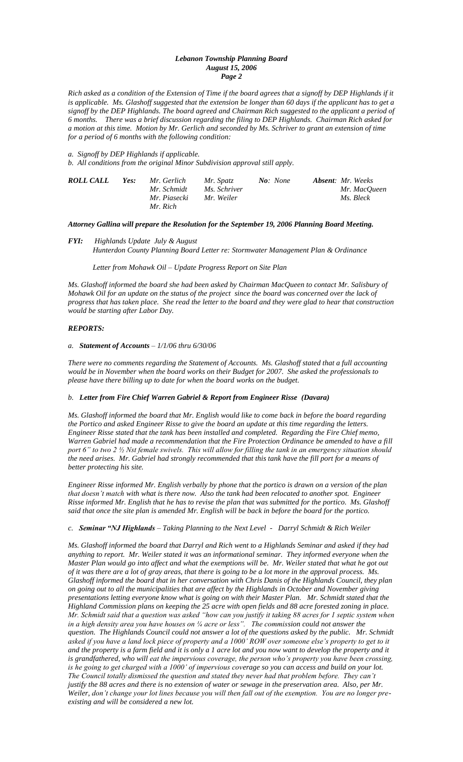*Rich asked as a condition of the Extension of Time if the board agrees that a signoff by DEP Highlands if it is applicable. Ms. Glashoff suggested that the extension be longer than 60 days if the applicant has to get a signoff by the DEP Highlands. The board agreed and Chairman Rich suggested to the applicant a period of 6 months. There was a brief discussion regarding the filing to DEP Highlands. Chairman Rich asked for a motion at this time. Motion by Mr. Gerlich and seconded by Ms. Schriver to grant an extension of time for a period of 6 months with the following condition:*

*a. Signoff by DEP Highlands if applicable.*
*b. All conditions from the original Minor Subdivision approval still apply.*

| ***ROLL CALL*** | ***Yes:*** | *Mr. Gerlich* | *Mr. Spatz* | ***No**: None* | ***Absent**: Mr. Weeks* |
|---|---|---|---|---|---|
| | | *Mr. Schmidt* | *Ms. Schriver* | | *Mr. MacQueen* |
| | | *Mr. Piasecki* | *Mr. Weiler* | | *Ms. Bleck* |
| | | *Mr. Rich* | | | |

***Attorney Gallina will prepare the Resolution for the September 19, 2006 Planning Board Meeting.***

***FYI:*** *Highlands Update July & August*
*Hunterdon County Planning Board Letter re: Stormwater Management Plan & Ordinance*

*Letter from Mohawk Oil – Update Progress Report on Site Plan*

*Ms. Glashoff informed the board she had been asked by Chairman MacQueen to contact Mr. Salisbury of Mohawk Oil for an update on the status of the project since the board was concerned over the lack of progress that has taken place. She read the letter to the board and they were glad to hear that construction would be starting after Labor Day.*

***REPORTS:***

*a.* ***Statement of Accounts*** *– 1/1/06 thru 6/30/06*

*There were no comments regarding the Statement of Accounts. Ms. Glashoff stated that a full accounting would be in November when the board works on their Budget for 2007. She asked the professionals to please have there billing up to date for when the board works on the budget.*

*b.* ***Letter from Fire Chief Warren Gabriel & Report from Engineer Risse (Davara)***

*Ms. Glashoff informed the board that Mr. English would like to come back in before the board regarding the Portico and asked Engineer Risse to give the board an update at this time regarding the letters. Engineer Risse stated that the tank has been installed and completed. Regarding the Fire Chief memo, Warren Gabriel had made a recommendation that the Fire Protection Ordinance be amended to have a fill port 6" to two 2 ½ Nst female swivels. This will allow for filling the tank in an emergency situation should the need arises. Mr. Gabriel had strongly recommended that this tank have the fill port for a means of better protecting his site.*

*Engineer Risse informed Mr. English verbally by phone that the portico is drawn on a version of the plan that doesn't match with what is there now. Also the tank had been relocated to another spot. Engineer Risse informed Mr. English that he has to revise the plan that was submitted for the portico. Ms. Glashoff said that once the site plan is amended Mr. English will be back in before the board for the portico.*

*c.* ***Seminar "NJ Highlands*** *– Taking Planning to the Next Level - Darryl Schmidt & Rich Weiler*

*Ms. Glashoff informed the board that Darryl and Rich went to a Highlands Seminar and asked if they had anything to report. Mr. Weiler stated it was an informational seminar. They informed everyone when the Master Plan would go into affect and what the exemptions will be. Mr. Weiler stated that what he got out of it was there are a lot of gray areas, that there is going to be a lot more in the approval process. Ms. Glashoff informed the board that in her conversation with Chris Danis of the Highlands Council, they plan on going out to all the municipalities that are affect by the Highlands in October and November giving presentations letting everyone know what is going on with their Master Plan. Mr. Schmidt stated that the Highland Commission plans on keeping the 25 acre with open fields and 88 acre forested zoning in place. Mr. Schmidt said that a question was asked "how can you justify it taking 88 acres for 1 septic system when in a high density area you have houses on ¼ acre or less". The commission could not answer the question. The Highlands Council could not answer a lot of the questions asked by the public. Mr. Schmidt asked if you have a land lock piece of property and a 1000' ROW over someone else's property to get to it and the property is a farm field and it is only a 1 acre lot and you now want to develop the property and it is grandfathered, who will eat the impervious coverage, the person who's property you have been crossing, is he going to get charged with a 1000' of impervious coverage so you can access and build on your lot. The Council totally dismissed the question and stated they never had that problem before. They can't justify the 88 acres and there is no extension of water or sewage in the preservation area. Also, per Mr. Weiler, don't change your lot lines because you will then fall out of the exemption. You are no longer pre-existing and will be considered a new lot.*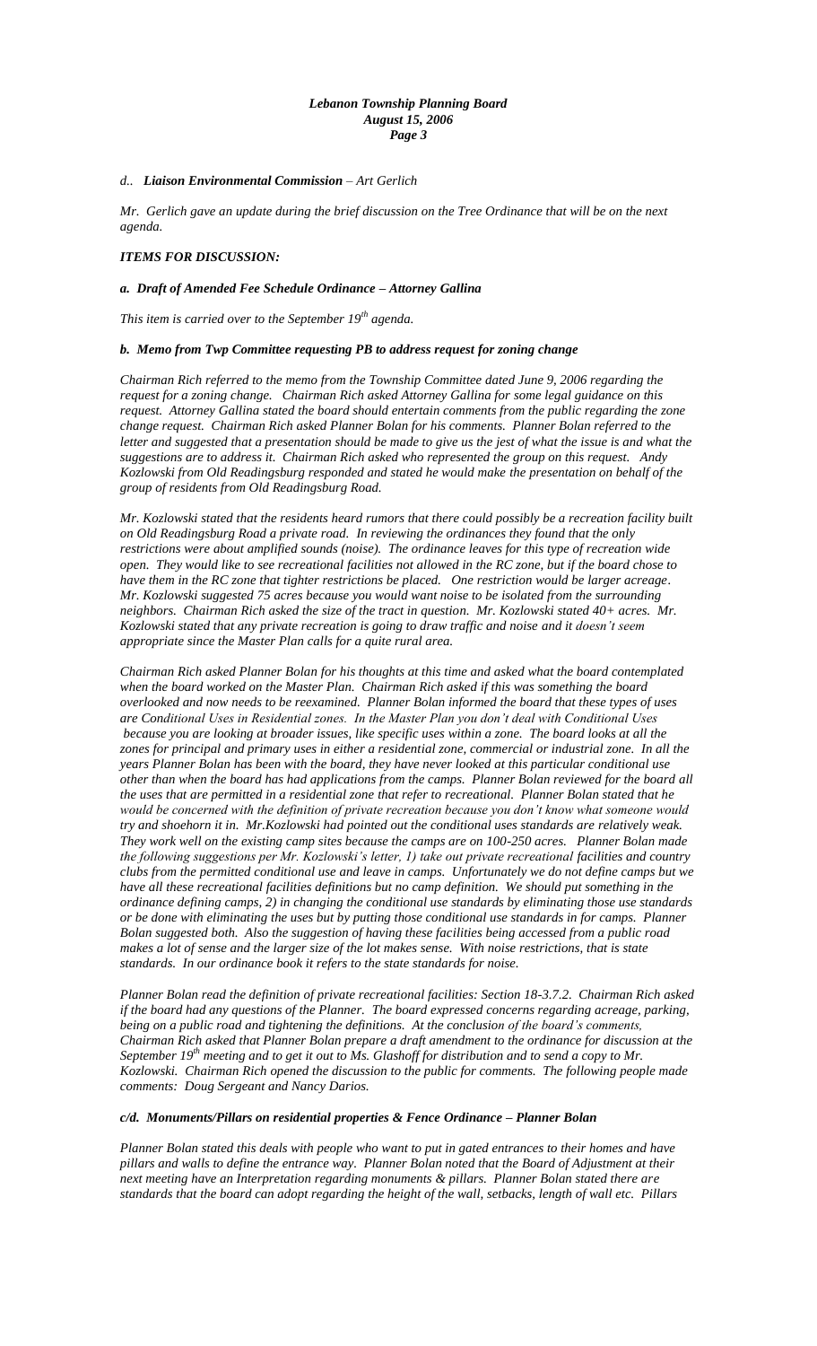#### d.. *Liaison Environmental Commission – Art Gerlich*

*Mr. Gerlich gave an update during the brief discussion on the Tree Ordinance that will be on the next agenda.*

### *ITEMS FOR DISCUSSION:*

#### *a. Draft of Amended Fee Schedule Ordinance – Attorney Gallina*

*This item is carried over to the September 19th agenda.*

#### *b. Memo from Twp Committee requesting PB to address request for zoning change*

*Chairman Rich referred to the memo from the Township Committee dated June 9, 2006 regarding the request for a zoning change. Chairman Rich asked Attorney Gallina for some legal guidance on this request. Attorney Gallina stated the board should entertain comments from the public regarding the zone change request. Chairman Rich asked Planner Bolan for his comments. Planner Bolan referred to the letter and suggested that a presentation should be made to give us the jest of what the issue is and what the suggestions are to address it. Chairman Rich asked who represented the group on this request. Andy Kozlowski from Old Readingsburg responded and stated he would make the presentation on behalf of the group of residents from Old Readingsburg Road.*

*Mr. Kozlowski stated that the residents heard rumors that there could possibly be a recreation facility built on Old Readingsburg Road a private road. In reviewing the ordinances they found that the only restrictions were about amplified sounds (noise). The ordinance leaves for this type of recreation wide open. They would like to see recreational facilities not allowed in the RC zone, but if the board chose to have them in the RC zone that tighter restrictions be placed. One restriction would be larger acreage. Mr. Kozlowski suggested 75 acres because you would want noise to be isolated from the surrounding neighbors. Chairman Rich asked the size of the tract in question. Mr. Kozlowski stated 40+ acres. Mr. Kozlowski stated that any private recreation is going to draw traffic and noise and it doesn't seem appropriate since the Master Plan calls for a quite rural area.*

*Chairman Rich asked Planner Bolan for his thoughts at this time and asked what the board contemplated when the board worked on the Master Plan. Chairman Rich asked if this was something the board overlooked and now needs to be reexamined. Planner Bolan informed the board that these types of uses are Conditional Uses in Residential zones. In the Master Plan you don't deal with Conditional Uses because you are looking at broader issues, like specific uses within a zone. The board looks at all the zones for principal and primary uses in either a residential zone, commercial or industrial zone. In all the years Planner Bolan has been with the board, they have never looked at this particular conditional use other than when the board has had applications from the camps. Planner Bolan reviewed for the board all the uses that are permitted in a residential zone that refer to recreational. Planner Bolan stated that he would be concerned with the definition of private recreation because you don't know what someone would try and shoehorn it in. Mr.Kozlowski had pointed out the conditional uses standards are relatively weak. They work well on the existing camp sites because the camps are on 100-250 acres. Planner Bolan made the following suggestions per Mr. Kozlowski's letter, 1) take out private recreational facilities and country clubs from the permitted conditional use and leave in camps. Unfortunately we do not define camps but we have all these recreational facilities definitions but no camp definition. We should put something in the ordinance defining camps, 2) in changing the conditional use standards by eliminating those use standards or be done with eliminating the uses but by putting those conditional use standards in for camps. Planner Bolan suggested both. Also the suggestion of having these facilities being accessed from a public road makes a lot of sense and the larger size of the lot makes sense. With noise restrictions, that is state standards. In our ordinance book it refers to the state standards for noise.*

*Planner Bolan read the definition of private recreational facilities: Section 18-3.7.2. Chairman Rich asked if the board had any questions of the Planner. The board expressed concerns regarding acreage, parking, being on a public road and tightening the definitions. At the conclusion of the board's comments, Chairman Rich asked that Planner Bolan prepare a draft amendment to the ordinance for discussion at the September 19th meeting and to get it out to Ms. Glashoff for distribution and to send a copy to Mr. Kozlowski. Chairman Rich opened the discussion to the public for comments. The following people made comments: Doug Sergeant and Nancy Darios.*

#### *c/d. Monuments/Pillars on residential properties & Fence Ordinance – Planner Bolan*

*Planner Bolan stated this deals with people who want to put in gated entrances to their homes and have pillars and walls to define the entrance way. Planner Bolan noted that the Board of Adjustment at their next meeting have an Interpretation regarding monuments & pillars. Planner Bolan stated there are standards that the board can adopt regarding the height of the wall, setbacks, length of wall etc. Pillars*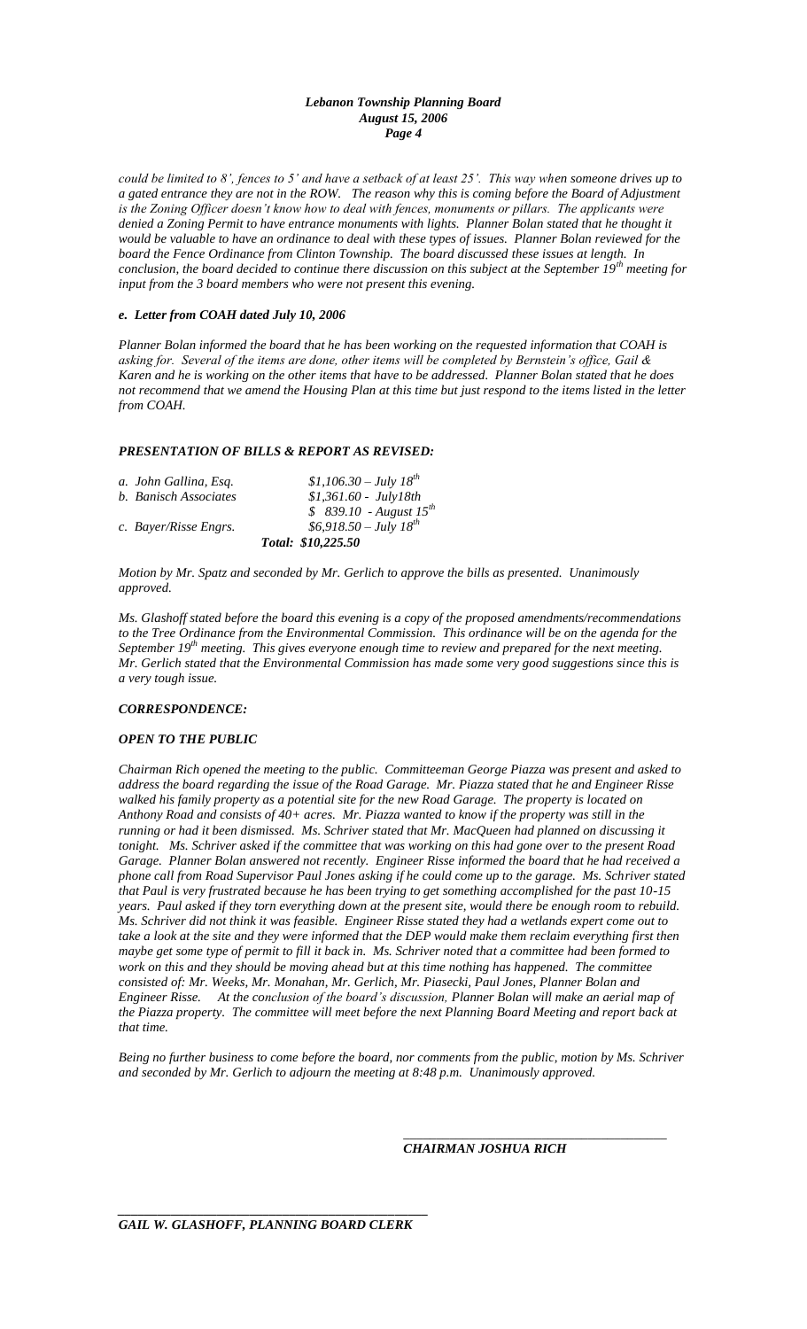*could be limited to 8', fences to 5' and have a setback of at least 25'. This way when someone drives up to a gated entrance they are not in the ROW. The reason why this is coming before the Board of Adjustment is the Zoning Officer doesn't know how to deal with fences, monuments or pillars. The applicants were denied a Zoning Permit to have entrance monuments with lights. Planner Bolan stated that he thought it would be valuable to have an ordinance to deal with these types of issues. Planner Bolan reviewed for the board the Fence Ordinance from Clinton Township. The board discussed these issues at length. In conclusion, the board decided to continue there discussion on this subject at the September 19th meeting for input from the 3 board members who were not present this evening.*

#### *e. Letter from COAH dated July 10, 2006*

*Planner Bolan informed the board that he has been working on the requested information that COAH is asking for. Several of the items are done, other items will be completed by Bernstein's office, Gail & Karen and he is working on the other items that have to be addressed. Planner Bolan stated that he does not recommend that we amend the Housing Plan at this time but just respond to the items listed in the letter from COAH.*

#### *PRESENTATION OF BILLS & REPORT AS REVISED:*

| | |
|---|---|
| *a. John Gallina, Esq.* | *$1,106.30 – July 18th* |
| *b. Banisch Associates* | *$1,361.60 - July18th* |
| | *$ 839.10 - August 15th* |
| *c. Bayer/Risse Engrs.* | *$6,918.50 – July 18th* |
| | ***Total: $10,225.50*** |

*Motion by Mr. Spatz and seconded by Mr. Gerlich to approve the bills as presented. Unanimously approved.*

*Ms. Glashoff stated before the board this evening is a copy of the proposed amendments/recommendations to the Tree Ordinance from the Environmental Commission. This ordinance will be on the agenda for the September 19th meeting. This gives everyone enough time to review and prepared for the next meeting. Mr. Gerlich stated that the Environmental Commission has made some very good suggestions since this is a very tough issue.*

#### *CORRESPONDENCE:*

#### *OPEN TO THE PUBLIC*

*Chairman Rich opened the meeting to the public. Committeeman George Piazza was present and asked to address the board regarding the issue of the Road Garage. Mr. Piazza stated that he and Engineer Risse walked his family property as a potential site for the new Road Garage. The property is located on Anthony Road and consists of 40+ acres. Mr. Piazza wanted to know if the property was still in the running or had it been dismissed. Ms. Schriver stated that Mr. MacQueen had planned on discussing it tonight. Ms. Schriver asked if the committee that was working on this had gone over to the present Road Garage. Planner Bolan answered not recently. Engineer Risse informed the board that he had received a phone call from Road Supervisor Paul Jones asking if he could come up to the garage. Ms. Schriver stated that Paul is very frustrated because he has been trying to get something accomplished for the past 10-15 years. Paul asked if they torn everything down at the present site, would there be enough room to rebuild. Ms. Schriver did not think it was feasible. Engineer Risse stated they had a wetlands expert come out to take a look at the site and they were informed that the DEP would make them reclaim everything first then maybe get some type of permit to fill it back in. Ms. Schriver noted that a committee had been formed to work on this and they should be moving ahead but at this time nothing has happened. The committee consisted of: Mr. Weeks, Mr. Monahan, Mr. Gerlich, Mr. Piasecki, Paul Jones, Planner Bolan and Engineer Risse. At the conclusion of the board's discussion, Planner Bolan will make an aerial map of the Piazza property. The committee will meet before the next Planning Board Meeting and report back at that time.*

*Being no further business to come before the board, nor comments from the public, motion by Ms. Schriver and seconded by Mr. Gerlich to adjourn the meeting at 8:48 p.m. Unanimously approved.*

\_\_\_\_\_\_\_\_\_\_\_\_\_\_\_\_\_\_\_\_\_\_\_\_\_\_\_\_\_\_\_\_\_\_\_\_\_\_\_\_

***CHAIRMAN JOSHUA RICH***

\_\_\_\_\_\_\_\_\_\_\_\_\_\_\_\_\_\_\_\_\_\_\_\_\_\_\_\_\_\_\_\_\_\_\_\_\_\_\_\_

***GAIL W. GLASHOFF, PLANNING BOARD CLERK***